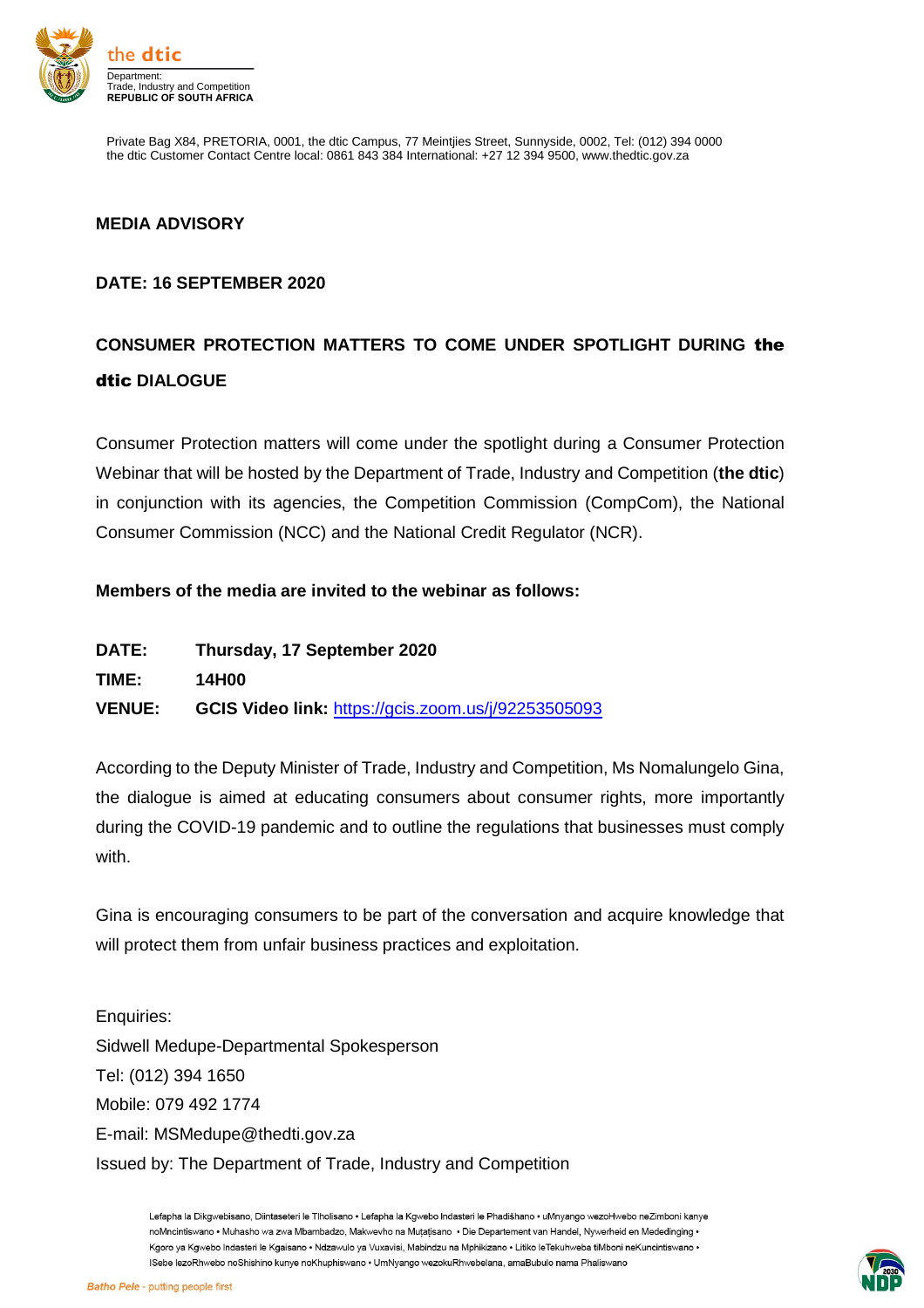the dtic
Department:
Trade, Industry and Competition
**REPUBLIC OF SOUTH AFRICA**

Private Bag X84, PRETORIA, 0001, the dtic Campus, 77 Meintjies Street, Sunnyside, 0002, Tel: (012) 394 0000
the dtic Customer Contact Centre local: 0861 843 384 International: +27 12 394 9500, www.thedtic.gov.za

**MEDIA ADVISORY**

**DATE: 16 SEPTEMBER 2020**

## CONSUMER PROTECTION MATTERS TO COME UNDER SPOTLIGHT DURING the dtic DIALOGUE

Consumer Protection matters will come under the spotlight during a Consumer Protection Webinar that will be hosted by the Department of Trade, Industry and Competition (**the dtic**) in conjunction with its agencies, the Competition Commission (CompCom), the National Consumer Commission (NCC) and the National Credit Regulator (NCR).

**Members of the media are invited to the webinar as follows:**

**DATE:** **Thursday, 17 September 2020**
**TIME:** **14H00**
**VENUE:** **GCIS Video link:** https://gcis.zoom.us/j/92253505093

According to the Deputy Minister of Trade, Industry and Competition, Ms Nomalungelo Gina, the dialogue is aimed at educating consumers about consumer rights, more importantly during the COVID-19 pandemic and to outline the regulations that businesses must comply with.

Gina is encouraging consumers to be part of the conversation and acquire knowledge that will protect them from unfair business practices and exploitation.

Enquiries:
Sidwell Medupe-Departmental Spokesperson
Tel: (012) 394 1650
Mobile: 079 492 1774
E-mail: MSMedupe@thedti.gov.za
Issued by: The Department of Trade, Industry and Competition

Lefapha la Dikgwebisano, Diintaseteri le Tlholisano • Lefapha la Kgwebo Indasteri le Phadišhano • uMnyango wezoHwebo neZimboni kanye noMncintiswano • Muhasho wa zwa Mbambadzo, Makwevho na Muṭaṭisano • Die Departement van Handel, Nywerheid en Mededinging • Kgoro ya Kgwebo Indasteri le Kgaisano • Ndzawulo ya Vuxavisi, Mabindzu na Mphikizano • Litiko leTekuhweba tiMboni neKuncintiswano • ISebe lezoRhwebo noShishino kunye noKhuphiswano • UmNyango wezokuRhwebelana, amaBubulo nama Phaliswano

*Batho Pele - putting people first*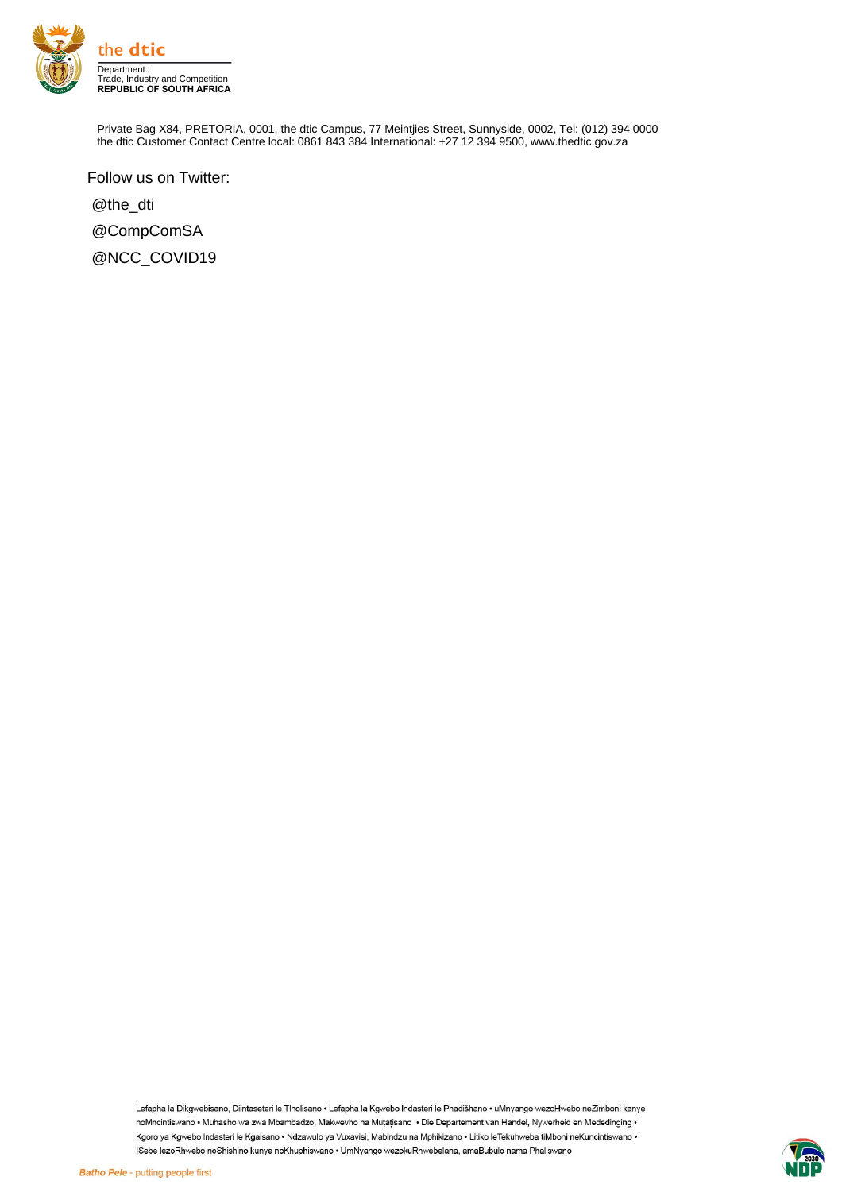the dtic

Department:
Trade, Industry and Competition
**REPUBLIC OF SOUTH AFRICA**

Private Bag X84, PRETORIA, 0001, the dtic Campus, 77 Meintjies Street, Sunnyside, 0002, Tel: (012) 394 0000
the dtic Customer Contact Centre local: 0861 843 384 International: +27 12 394 9500, www.thedtic.gov.za

Follow us on Twitter:

@the_dti

@CompComSA

@NCC_COVID19

Lefapha la Dikgwebisano, Diintaseteri le Tlholisano • Lefapha la Kgwebo Indasteri le Phadišhano • uMnyango wezoHwebo neZimboni kanye noMncintiswano • Muhasho wa zwa Mbambadzo, Makwevho na Muṱaṱisano • Die Departement van Handel, Nywerheid en Mededinging • Kgoro ya Kgwebo Indasteri le Kgaisano • Ndzawulo ya Vuxavisi, Mabindzu na Mphikizano • Litiko leTekuhweba tiMboni neKuncintiswano • ISebe lezoRhwebo noShishino kunye noKhuphiswano • UmNyango wezokuRhwebelana, amaBubulo nama Phaliswano

*Batho Pele* - putting people first